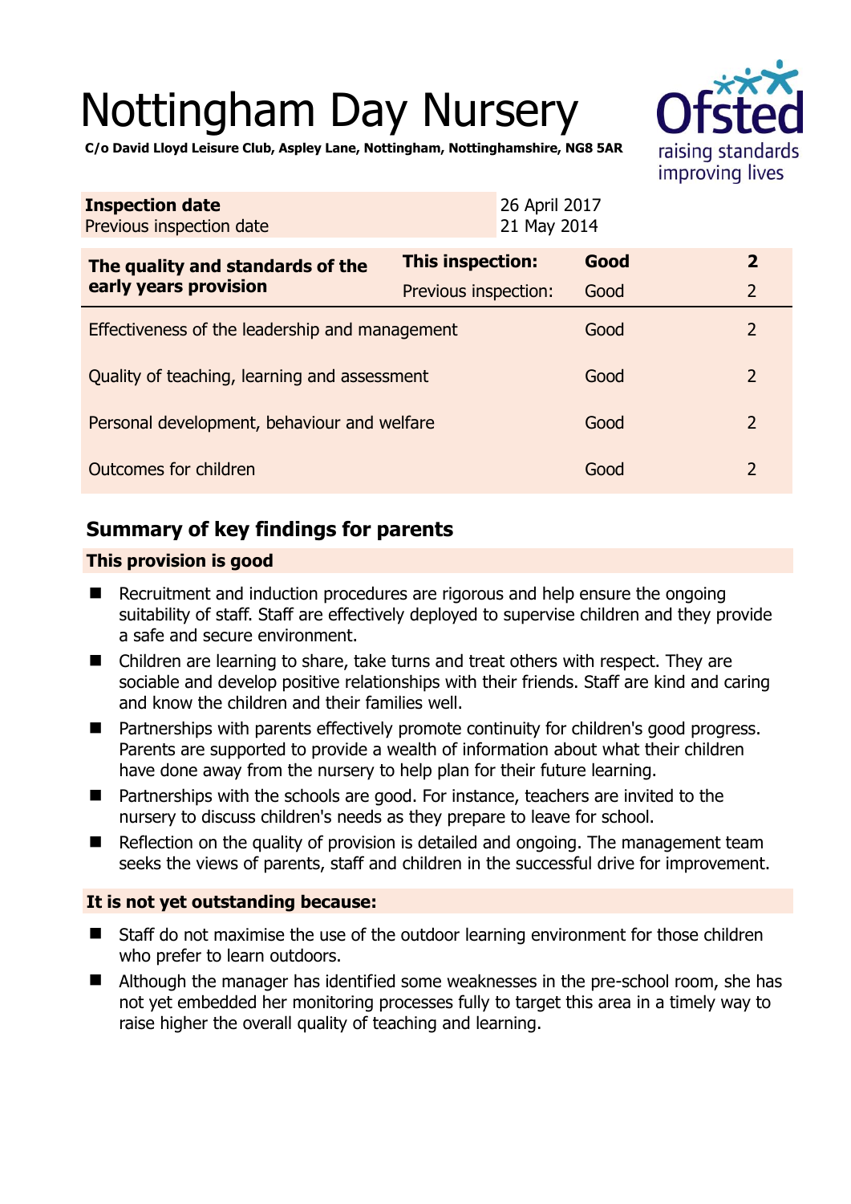# Nottingham Day Nursery

**C/o David Lloyd Leisure Club, Aspley Lane, Nottingham, Nottinghamshire, NG8 5AR**

| **Inspection date** | 26 April 2017 |
|---|---|
| Previous inspection date | 21 May 2014 |

| **The quality and standards of the early years provision** | **This inspection:** | **Good** | **2** |
|---|---|---|---|
| | Previous inspection: | Good | 2 |
| Effectiveness of the leadership and management | | Good | 2 |
| Quality of teaching, learning and assessment | | Good | 2 |
| Personal development, behaviour and welfare | | Good | 2 |
| Outcomes for children | | Good | 2 |

## Summary of key findings for parents

### This provision is good

- Recruitment and induction procedures are rigorous and help ensure the ongoing suitability of staff. Staff are effectively deployed to supervise children and they provide a safe and secure environment.
- Children are learning to share, take turns and treat others with respect. They are sociable and develop positive relationships with their friends. Staff are kind and caring and know the children and their families well.
- Partnerships with parents effectively promote continuity for children's good progress. Parents are supported to provide a wealth of information about what their children have done away from the nursery to help plan for their future learning.
- Partnerships with the schools are good. For instance, teachers are invited to the nursery to discuss children's needs as they prepare to leave for school.
- Reflection on the quality of provision is detailed and ongoing. The management team seeks the views of parents, staff and children in the successful drive for improvement.

### It is not yet outstanding because:

- Staff do not maximise the use of the outdoor learning environment for those children who prefer to learn outdoors.
- Although the manager has identified some weaknesses in the pre-school room, she has not yet embedded her monitoring processes fully to target this area in a timely way to raise higher the overall quality of teaching and learning.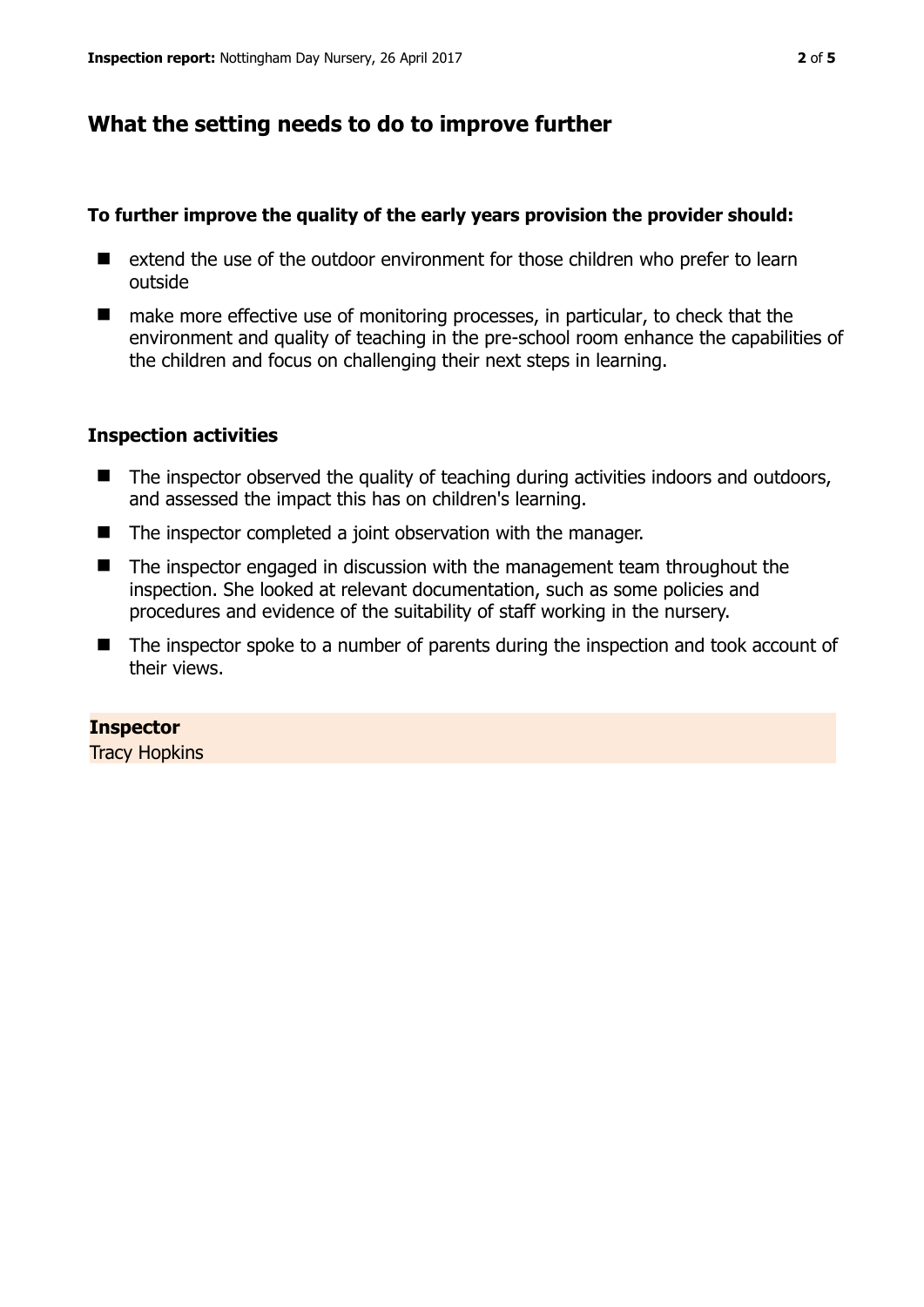## What the setting needs to do to improve further

**To further improve the quality of the early years provision the provider should:**

- extend the use of the outdoor environment for those children who prefer to learn outside
- make more effective use of monitoring processes, in particular, to check that the environment and quality of teaching in the pre-school room enhance the capabilities of the children and focus on challenging their next steps in learning.

### Inspection activities

- The inspector observed the quality of teaching during activities indoors and outdoors, and assessed the impact this has on children's learning.
- The inspector completed a joint observation with the manager.
- The inspector engaged in discussion with the management team throughout the inspection. She looked at relevant documentation, such as some policies and procedures and evidence of the suitability of staff working in the nursery.
- The inspector spoke to a number of parents during the inspection and took account of their views.

**Inspector**
Tracy Hopkins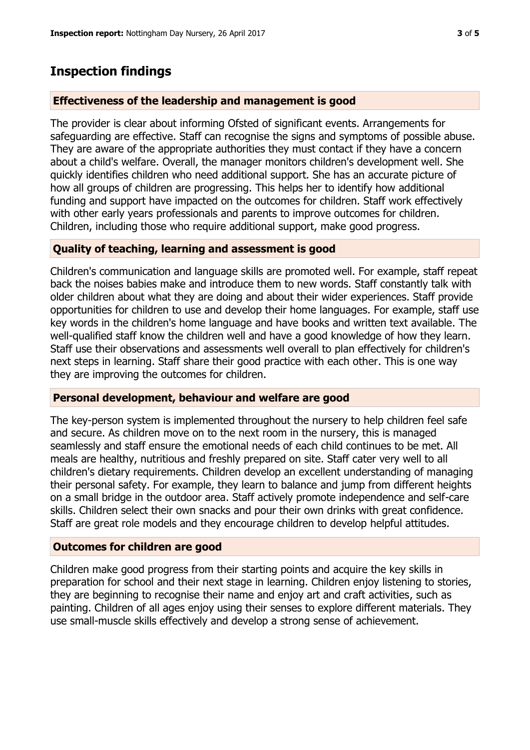## Inspection findings

### Effectiveness of the leadership and management is good

The provider is clear about informing Ofsted of significant events. Arrangements for safeguarding are effective. Staff can recognise the signs and symptoms of possible abuse. They are aware of the appropriate authorities they must contact if they have a concern about a child's welfare. Overall, the manager monitors children's development well. She quickly identifies children who need additional support. She has an accurate picture of how all groups of children are progressing. This helps her to identify how additional funding and support have impacted on the outcomes for children. Staff work effectively with other early years professionals and parents to improve outcomes for children. Children, including those who require additional support, make good progress.

### Quality of teaching, learning and assessment is good

Children's communication and language skills are promoted well. For example, staff repeat back the noises babies make and introduce them to new words. Staff constantly talk with older children about what they are doing and about their wider experiences. Staff provide opportunities for children to use and develop their home languages. For example, staff use key words in the children's home language and have books and written text available. The well-qualified staff know the children well and have a good knowledge of how they learn. Staff use their observations and assessments well overall to plan effectively for children's next steps in learning. Staff share their good practice with each other. This is one way they are improving the outcomes for children.

### Personal development, behaviour and welfare are good

The key-person system is implemented throughout the nursery to help children feel safe and secure. As children move on to the next room in the nursery, this is managed seamlessly and staff ensure the emotional needs of each child continues to be met. All meals are healthy, nutritious and freshly prepared on site. Staff cater very well to all children's dietary requirements. Children develop an excellent understanding of managing their personal safety. For example, they learn to balance and jump from different heights on a small bridge in the outdoor area. Staff actively promote independence and self-care skills. Children select their own snacks and pour their own drinks with great confidence. Staff are great role models and they encourage children to develop helpful attitudes.

### Outcomes for children are good

Children make good progress from their starting points and acquire the key skills in preparation for school and their next stage in learning. Children enjoy listening to stories, they are beginning to recognise their name and enjoy art and craft activities, such as painting. Children of all ages enjoy using their senses to explore different materials. They use small-muscle skills effectively and develop a strong sense of achievement.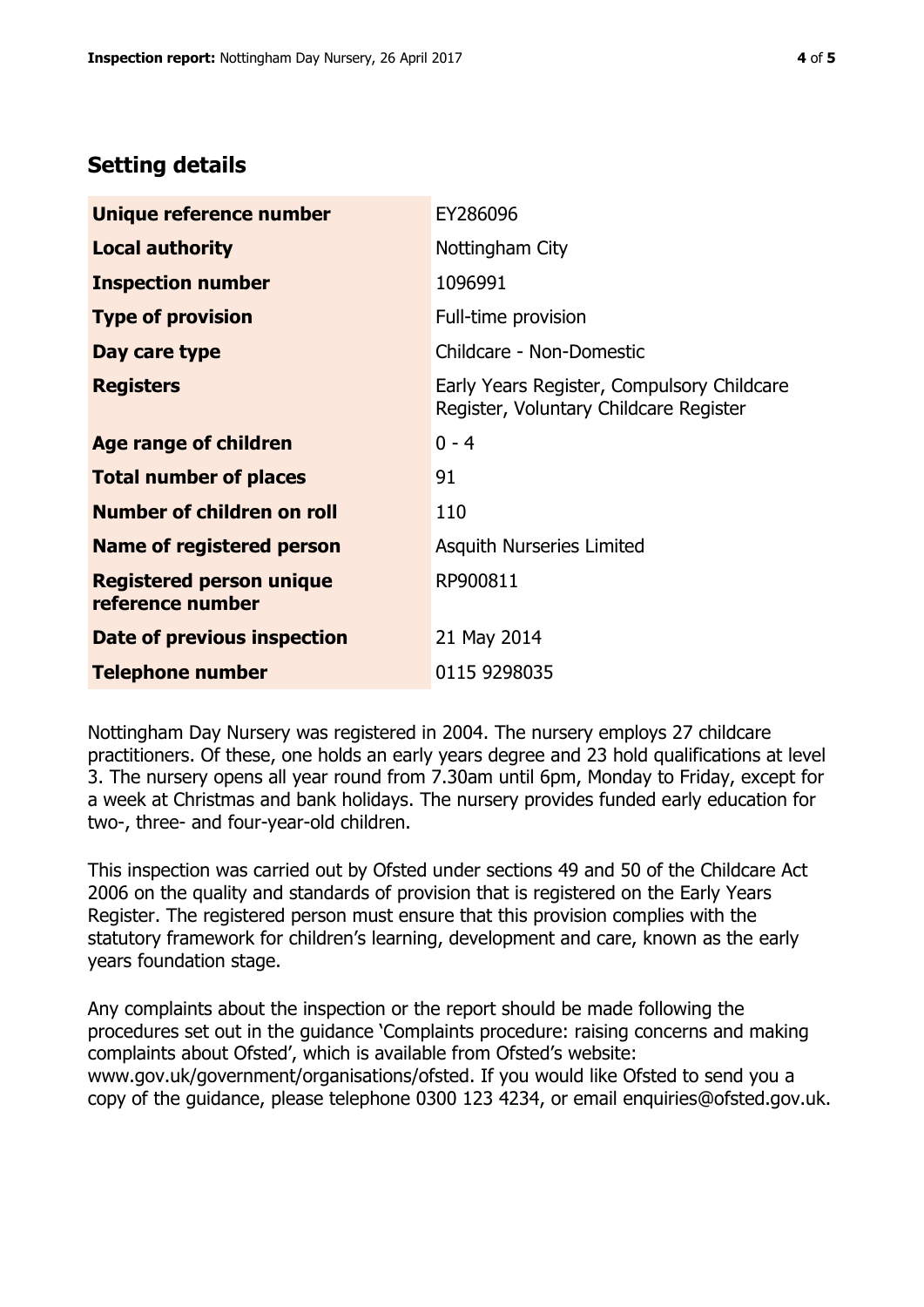## Setting details

| | |
|---|---|
| **Unique reference number** | EY286096 |
| **Local authority** | Nottingham City |
| **Inspection number** | 1096991 |
| **Type of provision** | Full-time provision |
| **Day care type** | Childcare - Non-Domestic |
| **Registers** | Early Years Register, Compulsory Childcare Register, Voluntary Childcare Register |
| **Age range of children** | 0 - 4 |
| **Total number of places** | 91 |
| **Number of children on roll** | 110 |
| **Name of registered person** | Asquith Nurseries Limited |
| **Registered person unique reference number** | RP900811 |
| **Date of previous inspection** | 21 May 2014 |
| **Telephone number** | 0115 9298035 |

Nottingham Day Nursery was registered in 2004. The nursery employs 27 childcare practitioners. Of these, one holds an early years degree and 23 hold qualifications at level 3. The nursery opens all year round from 7.30am until 6pm, Monday to Friday, except for a week at Christmas and bank holidays. The nursery provides funded early education for two-, three- and four-year-old children.

This inspection was carried out by Ofsted under sections 49 and 50 of the Childcare Act 2006 on the quality and standards of provision that is registered on the Early Years Register. The registered person must ensure that this provision complies with the statutory framework for children's learning, development and care, known as the early years foundation stage.

Any complaints about the inspection or the report should be made following the procedures set out in the guidance 'Complaints procedure: raising concerns and making complaints about Ofsted', which is available from Ofsted's website: www.gov.uk/government/organisations/ofsted. If you would like Ofsted to send you a copy of the guidance, please telephone 0300 123 4234, or email enquiries@ofsted.gov.uk.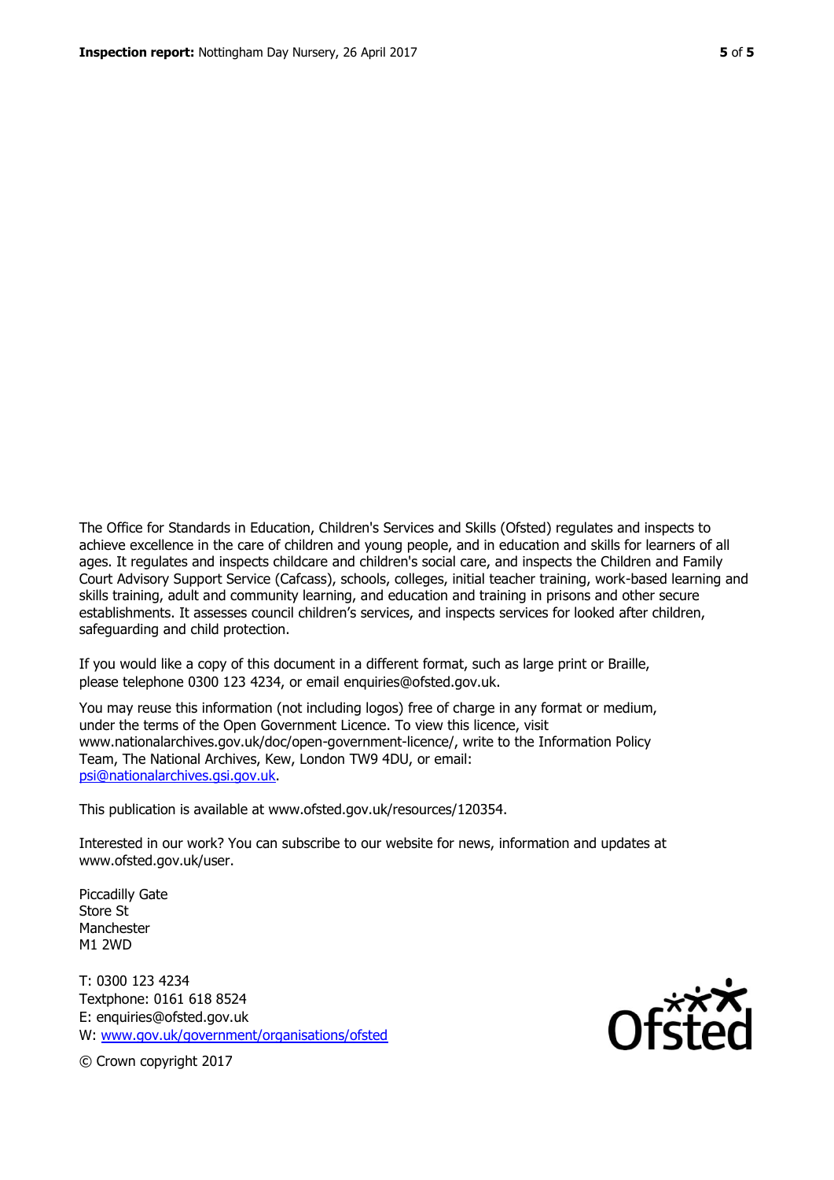The Office for Standards in Education, Children's Services and Skills (Ofsted) regulates and inspects to achieve excellence in the care of children and young people, and in education and skills for learners of all ages. It regulates and inspects childcare and children's social care, and inspects the Children and Family Court Advisory Support Service (Cafcass), schools, colleges, initial teacher training, work-based learning and skills training, adult and community learning, and education and training in prisons and other secure establishments. It assesses council children's services, and inspects services for looked after children, safeguarding and child protection.

If you would like a copy of this document in a different format, such as large print or Braille, please telephone 0300 123 4234, or email enquiries@ofsted.gov.uk.

You may reuse this information (not including logos) free of charge in any format or medium, under the terms of the Open Government Licence. To view this licence, visit www.nationalarchives.gov.uk/doc/open-government-licence/, write to the Information Policy Team, The National Archives, Kew, London TW9 4DU, or email: psi@nationalarchives.gsi.gov.uk.

This publication is available at www.ofsted.gov.uk/resources/120354.

Interested in our work? You can subscribe to our website for news, information and updates at www.ofsted.gov.uk/user.

Piccadilly Gate
Store St
Manchester
M1 2WD

T: 0300 123 4234
Textphone: 0161 618 8524
E: enquiries@ofsted.gov.uk
W: www.gov.uk/government/organisations/ofsted

© Crown copyright 2017